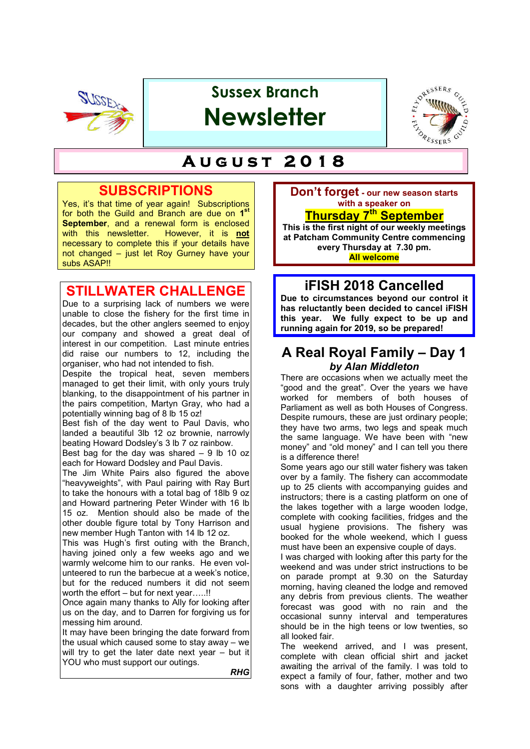# Sussex Branch Newsletter

## August 2018

## SUBSCRIPTIONS

Yes, it's that time of year again! Subscriptions for both the Guild and Branch are due on **1st September**, and a renewal form is enclosed with this newsletter. However, it is **not** necessary to complete this if your details have not changed – just let Roy Gurney have your subs ASAP!!

## STILLWATER CHALLENGE

Due to a surprising lack of numbers we were unable to close the fishery for the first time in decades, but the other anglers seemed to enjoy our company and showed a great deal of interest in our competition. Last minute entries did raise our numbers to 12, including the organiser, who had not intended to fish.

Despite the tropical heat, seven members managed to get their limit, with only yours truly blanking, to the disappointment of his partner in the pairs competition, Martyn Gray, who had a potentially winning bag of 8 lb 15 oz!

Best fish of the day went to Paul Davis, who landed a beautiful 3lb 12 oz brownie, narrowly beating Howard Dodsley's 3 lb 7 oz rainbow.

Best bag for the day was shared – 9 lb 10 oz each for Howard Dodsley and Paul Davis.

The Jim White Pairs also figured the above "heavyweights", with Paul pairing with Ray Burt to take the honours with a total bag of 18lb 9 oz and Howard partnering Peter Winder with 16 lb 15 oz. Mention should also be made of the other double figure total by Tony Harrison and new member Hugh Tanton with 14 lb 12 oz.

This was Hugh's first outing with the Branch, having joined only a few weeks ago and we warmly welcome him to our ranks. He even volunteered to run the barbecue at a week's notice, but for the reduced numbers it did not seem worth the effort – but for next year…..!!

Once again many thanks to Ally for looking after us on the day, and to Darren for forgiving us for messing him around.

It may have been bringing the date forward from the usual which caused some to stay away – we will try to get the later date next year – but it YOU who must support our outings.

***RHG***

## Don't forget - our new season starts with a speaker on Thursday 7th September

**This is the first night of our weekly meetings at Patcham Community Centre commencing every Thursday at 7.30 pm.**

**All welcome**

## iFISH 2018 Cancelled

**Due to circumstances beyond our control it has reluctantly been decided to cancel iFISH this year. We fully expect to be up and running again for 2019, so be prepared!**

## A Real Royal Family – Day 1

***by Alan Middleton***

There are occasions when we actually meet the "good and the great". Over the years we have worked for members of both houses of Parliament as well as both Houses of Congress. Despite rumours, these are just ordinary people; they have two arms, two legs and speak much the same language. We have been with "new money" and "old money" and I can tell you there is a difference there!

Some years ago our still water fishery was taken over by a family. The fishery can accommodate up to 25 clients with accompanying guides and instructors; there is a casting platform on one of the lakes together with a large wooden lodge, complete with cooking facilities, fridges and the usual hygiene provisions. The fishery was booked for the whole weekend, which I guess must have been an expensive couple of days.

I was charged with looking after this party for the weekend and was under strict instructions to be on parade prompt at 9.30 on the Saturday morning, having cleaned the lodge and removed any debris from previous clients. The weather forecast was good with no rain and the occasional sunny interval and temperatures should be in the high teens or low twenties, so all looked fair.

The weekend arrived, and I was present, complete with clean official shirt and jacket awaiting the arrival of the family. I was told to expect a family of four, father, mother and two sons with a daughter arriving possibly after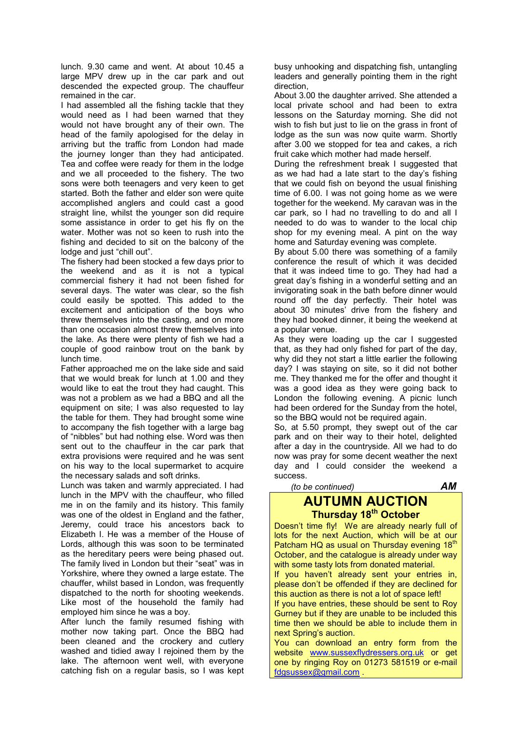lunch. 9.30 came and went. At about 10.45 a large MPV drew up in the car park and out descended the expected group. The chauffeur remained in the car.

I had assembled all the fishing tackle that they would need as I had been warned that they would not have brought any of their own. The head of the family apologised for the delay in arriving but the traffic from London had made the journey longer than they had anticipated. Tea and coffee were ready for them in the lodge and we all proceeded to the fishery. The two sons were both teenagers and very keen to get started. Both the father and elder son were quite accomplished anglers and could cast a good straight line, whilst the younger son did require some assistance in order to get his fly on the water. Mother was not so keen to rush into the fishing and decided to sit on the balcony of the lodge and just "chill out".

The fishery had been stocked a few days prior to the weekend and as it is not a typical commercial fishery it had not been fished for several days. The water was clear, so the fish could easily be spotted. This added to the excitement and anticipation of the boys who threw themselves into the casting, and on more than one occasion almost threw themselves into the lake. As there were plenty of fish we had a couple of good rainbow trout on the bank by lunch time.

Father approached me on the lake side and said that we would break for lunch at 1.00 and they would like to eat the trout they had caught. This was not a problem as we had a BBQ and all the equipment on site; I was also requested to lay the table for them. They had brought some wine to accompany the fish together with a large bag of "nibbles" but had nothing else. Word was then sent out to the chauffeur in the car park that extra provisions were required and he was sent on his way to the local supermarket to acquire the necessary salads and soft drinks.

Lunch was taken and warmly appreciated. I had lunch in the MPV with the chauffeur, who filled me in on the family and its history. This family was one of the oldest in England and the father, Jeremy, could trace his ancestors back to Elizabeth I. He was a member of the House of Lords, although this was soon to be terminated as the hereditary peers were being phased out. The family lived in London but their "seat" was in Yorkshire, where they owned a large estate. The chauffer, whilst based in London, was frequently dispatched to the north for shooting weekends. Like most of the household the family had employed him since he was a boy.

After lunch the family resumed fishing with mother now taking part. Once the BBQ had been cleaned and the crockery and cutlery washed and tidied away I rejoined them by the lake. The afternoon went well, with everyone catching fish on a regular basis, so I was kept busy unhooking and dispatching fish, untangling leaders and generally pointing them in the right direction,

About 3.00 the daughter arrived. She attended a local private school and had been to extra lessons on the Saturday morning. She did not wish to fish but just to lie on the grass in front of lodge as the sun was now quite warm. Shortly after 3.00 we stopped for tea and cakes, a rich fruit cake which mother had made herself.

During the refreshment break I suggested that as we had had a late start to the day's fishing that we could fish on beyond the usual finishing time of 6.00. I was not going home as we were together for the weekend. My caravan was in the car park, so I had no travelling to do and all I needed to do was to wander to the local chip shop for my evening meal. A pint on the way home and Saturday evening was complete.

By about 5.00 there was something of a family conference the result of which it was decided that it was indeed time to go. They had had a great day's fishing in a wonderful setting and an invigorating soak in the bath before dinner would round off the day perfectly. Their hotel was about 30 minutes' drive from the fishery and they had booked dinner, it being the weekend at a popular venue.

As they were loading up the car I suggested that, as they had only fished for part of the day, why did they not start a little earlier the following day? I was staying on site, so it did not bother me. They thanked me for the offer and thought it was a good idea as they were going back to London the following evening. A picnic lunch had been ordered for the Sunday from the hotel, so the BBQ would not be required again.

So, at 5.50 prompt, they swept out of the car park and on their way to their hotel, delighted after a day in the countryside. All we had to do now was pray for some decent weather the next day and I could consider the weekend a success.

*(to be continued)* ***AM***

## AUTUMN AUCTION

### Thursday 18th October

Doesn't time fly! We are already nearly full of lots for the next Auction, which will be at our Patcham HQ as usual on Thursday evening 18th October, and the catalogue is already under way with some tasty lots from donated material.

If you haven't already sent your entries in, please don't be offended if they are declined for this auction as there is not a lot of space left!

If you have entries, these should be sent to Roy Gurney but if they are unable to be included this time then we should be able to include them in next Spring's auction.

You can download an entry form from the website www.sussexflydressers.org.uk or get one by ringing Roy on 01273 581519 or e-mail fdgsussex@gmail.com .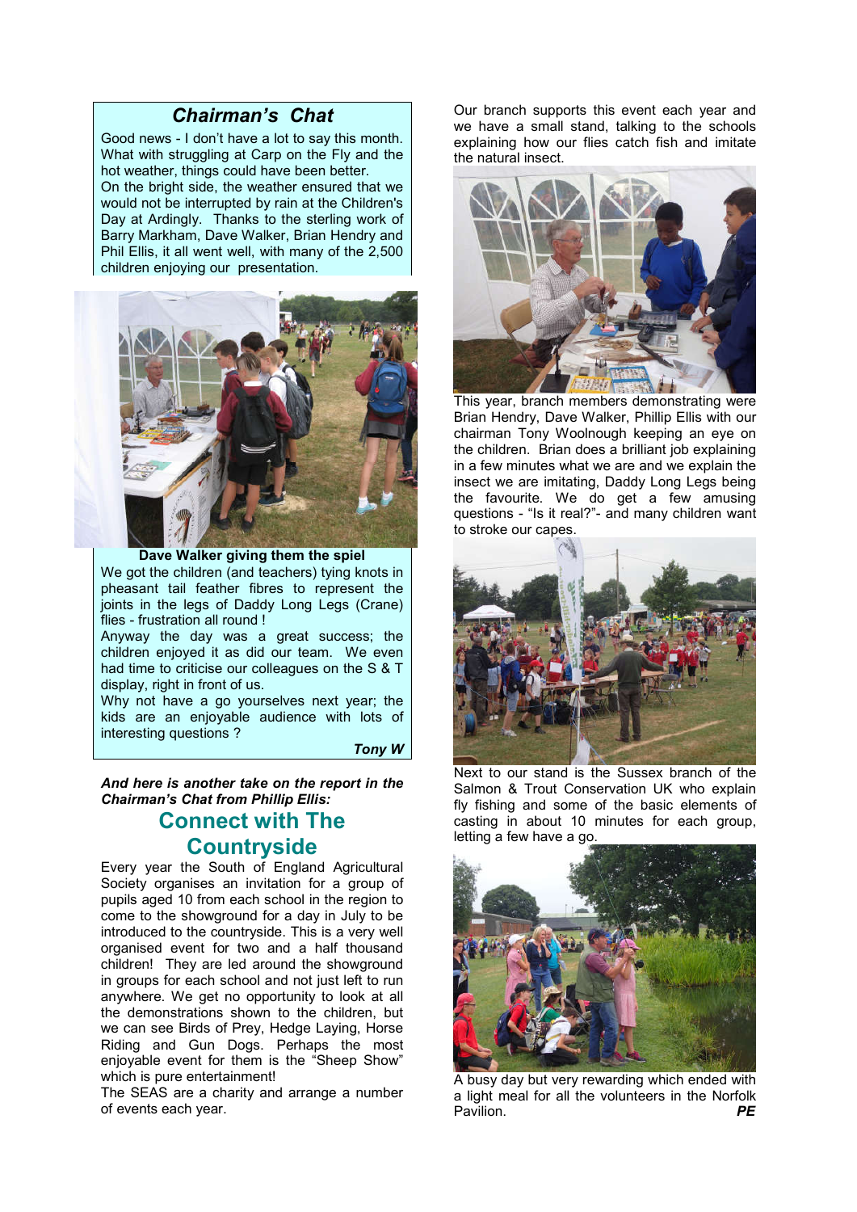## *Chairman's Chat*

Good news - I don't have a lot to say this month. What with struggling at Carp on the Fly and the hot weather, things could have been better.
On the bright side, the weather ensured that we would not be interrupted by rain at the Children's Day at Ardingly. Thanks to the sterling work of Barry Markham, Dave Walker, Brian Hendry and Phil Ellis, it all went well, with many of the 2,500 children enjoying our presentation.

**Dave Walker giving them the spiel**

We got the children (and teachers) tying knots in pheasant tail feather fibres to represent the joints in the legs of Daddy Long Legs (Crane) flies - frustration all round !
Anyway the day was a great success; the children enjoyed it as did our team. We even had time to criticise our colleagues on the S & T display, right in front of us.
Why not have a go yourselves next year; the kids are an enjoyable audience with lots of interesting questions ?

***Tony W***

***And here is another take on the report in the Chairman's Chat from Phillip Ellis:***

## Connect with The Countryside

Every year the South of England Agricultural Society organises an invitation for a group of pupils aged 10 from each school in the region to come to the showground for a day in July to be introduced to the countryside. This is a very well organised event for two and a half thousand children! They are led around the showground in groups for each school and not just left to run anywhere. We get no opportunity to look at all the demonstrations shown to the children, but we can see Birds of Prey, Hedge Laying, Horse Riding and Gun Dogs. Perhaps the most enjoyable event for them is the "Sheep Show" which is pure entertainment!
The SEAS are a charity and arrange a number of events each year.

Our branch supports this event each year and we have a small stand, talking to the schools explaining how our flies catch fish and imitate the natural insect.

This year, branch members demonstrating were Brian Hendry, Dave Walker, Phillip Ellis with our chairman Tony Woolnough keeping an eye on the children. Brian does a brilliant job explaining in a few minutes what we are and we explain the insect we are imitating, Daddy Long Legs being the favourite. We do get a few amusing questions - "Is it real?"- and many children want to stroke our capes.

Next to our stand is the Sussex branch of the Salmon & Trout Conservation UK who explain fly fishing and some of the basic elements of casting in about 10 minutes for each group, letting a few have a go.

A busy day but very rewarding which ended with a light meal for all the volunteers in the Norfolk Pavilion.

***PE***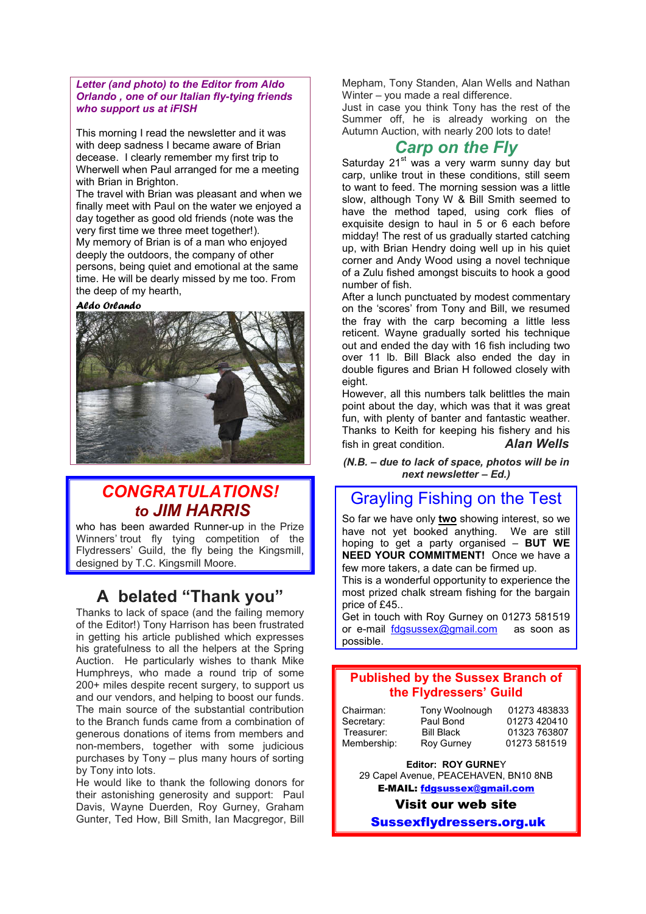***Letter (and photo) to the Editor from Aldo Orlando , one of our Italian fly-tying friends who support us at iFISH***

This morning I read the newsletter and it was with deep sadness I became aware of Brian decease. I clearly remember my first trip to Wherwell when Paul arranged for me a meeting with Brian in Brighton.

The travel with Brian was pleasant and when we finally meet with Paul on the water we enjoyed a day together as good old friends (note was the very first time we three meet together!).

My memory of Brian is of a man who enjoyed deeply the outdoors, the company of other persons, being quiet and emotional at the same time. He will be dearly missed by me too. From the deep of my hearth,

***Aldo Orlando***

## CONGRATULATIONS! to JIM HARRIS

who has been awarded Runner-up in the Prize Winners' trout fly tying competition of the Flydressers' Guild, the fly being the Kingsmill, designed by T.C. Kingsmill Moore.

## A belated "Thank you"

Thanks to lack of space (and the failing memory of the Editor!) Tony Harrison has been frustrated in getting his article published which expresses his gratefulness to all the helpers at the Spring Auction. He particularly wishes to thank Mike Humphreys, who made a round trip of some 200+ miles despite recent surgery, to support us and our vendors, and helping to boost our funds.

The main source of the substantial contribution to the Branch funds came from a combination of generous donations of items from members and non-members, together with some judicious purchases by Tony – plus many hours of sorting by Tony into lots.

He would like to thank the following donors for their astonishing generosity and support: Paul Davis, Wayne Duerden, Roy Gurney, Graham Gunter, Ted How, Bill Smith, Ian Macgregor, Bill Mepham, Tony Standen, Alan Wells and Nathan Winter – you made a real difference.

Just in case you think Tony has the rest of the Summer off, he is already working on the Autumn Auction, with nearly 200 lots to date!

## *Carp on the Fly*

Saturday 21st was a very warm sunny day but carp, unlike trout in these conditions, still seem to want to feed. The morning session was a little slow, although Tony W & Bill Smith seemed to have the method taped, using cork flies of exquisite design to haul in 5 or 6 each before midday! The rest of us gradually started catching up, with Brian Hendry doing well up in his quiet corner and Andy Wood using a novel technique of a Zulu fished amongst biscuits to hook a good number of fish.

After a lunch punctuated by modest commentary on the 'scores' from Tony and Bill, we resumed the fray with the carp becoming a little less reticent. Wayne gradually sorted his technique out and ended the day with 16 fish including two over 11 lb. Bill Black also ended the day in double figures and Brian H followed closely with eight.

However, all this numbers talk belittles the main point about the day, which was that it was great fun, with plenty of banter and fantastic weather. Thanks to Keith for keeping his fishery and his fish in great condition.

***Alan Wells***

***(N.B. – due to lack of space, photos will be in next newsletter – Ed.)***

## Grayling Fishing on the Test

So far we have only **two** showing interest, so we have not yet booked anything. We are still hoping to get a party organised – **BUT WE NEED YOUR COMMITMENT!** Once we have a few more takers, a date can be firmed up.

This is a wonderful opportunity to experience the most prized chalk stream fishing for the bargain price of £45..

Get in touch with Roy Gurney on 01273 581519 or e-mail fdgsussex@gmail.com as soon as possible.

## Published by the Sussex Branch of the Flydressers' Guild

| | | |
|---|---|---|
| Chairman: | Tony Woolnough | 01273 483833 |
| Secretary: | Paul Bond | 01273 420410 |
| Treasurer: | Bill Black | 01323 763807 |
| Membership: | Roy Gurney | 01273 581519 |

**Editor: ROY GURNEY**
29 Capel Avenue, PEACEHAVEN, BN10 8NB
**E-MAIL: fdgsussex@gmail.com**

**Visit our web site**

**Sussexflydressers.org.uk**